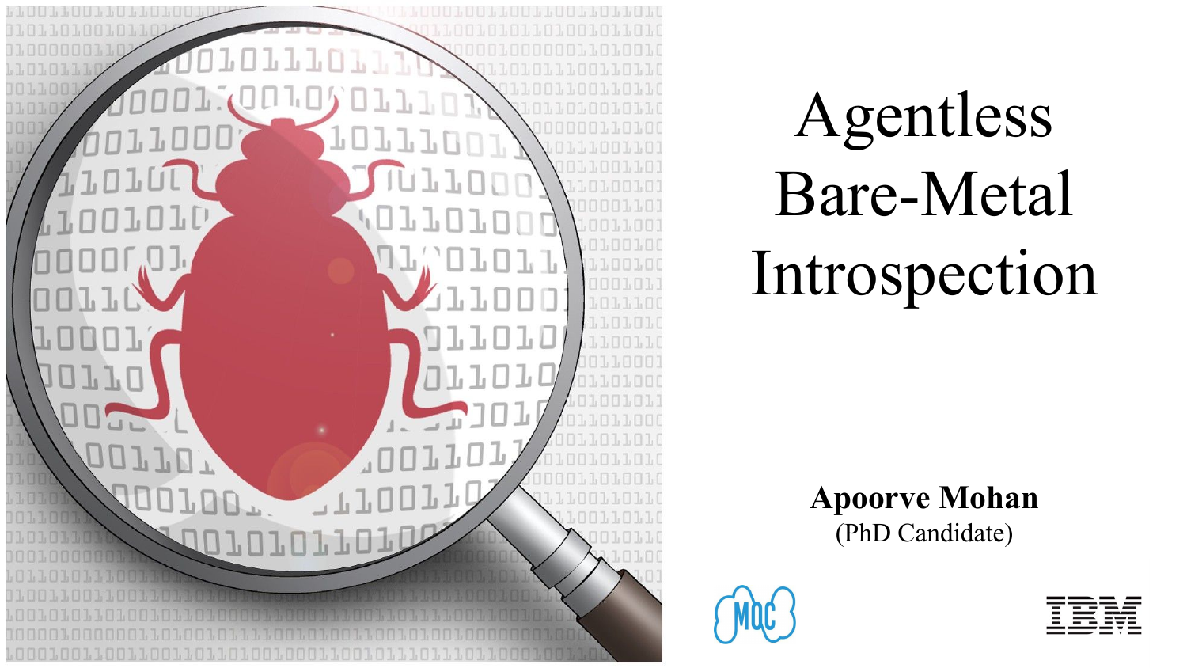# Agentless Bare-Metal Introspection

**Apoorve Mohan**
(PhD Candidate)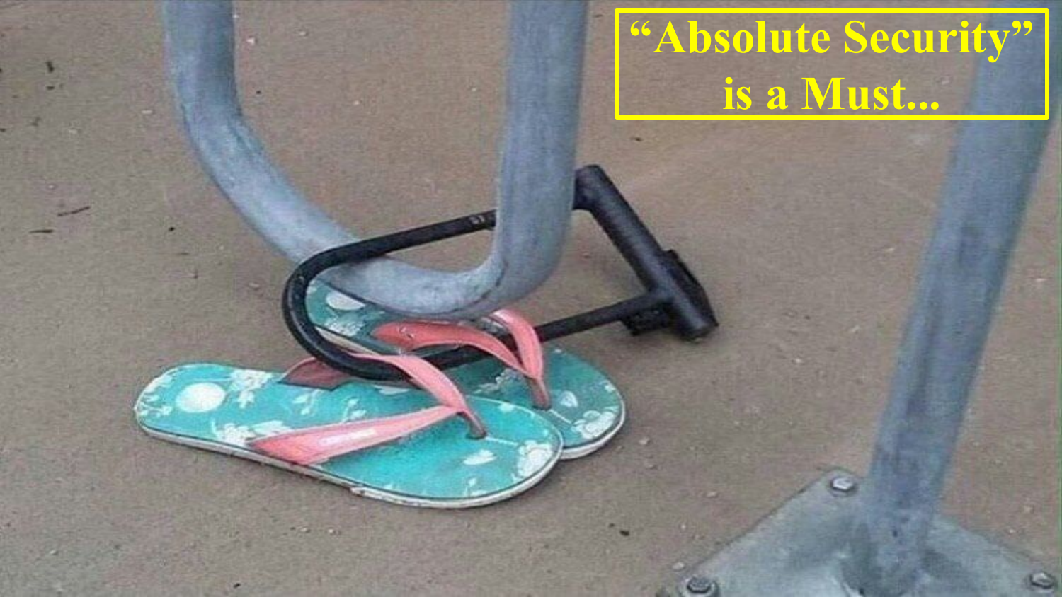"Absolute Security" is a Must...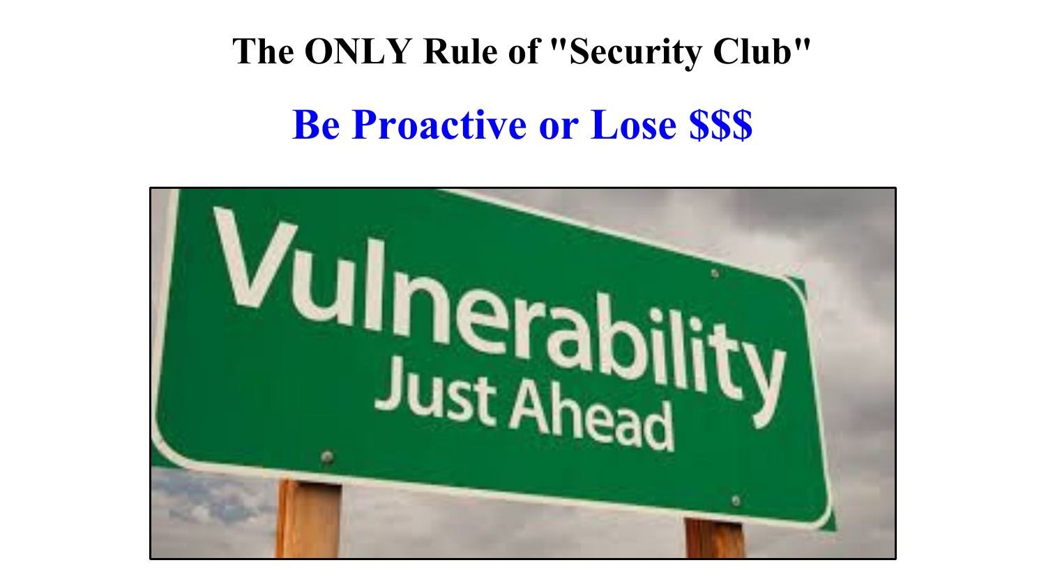# The ONLY Rule of "Security Club"

## Be Proactive or Lose $$$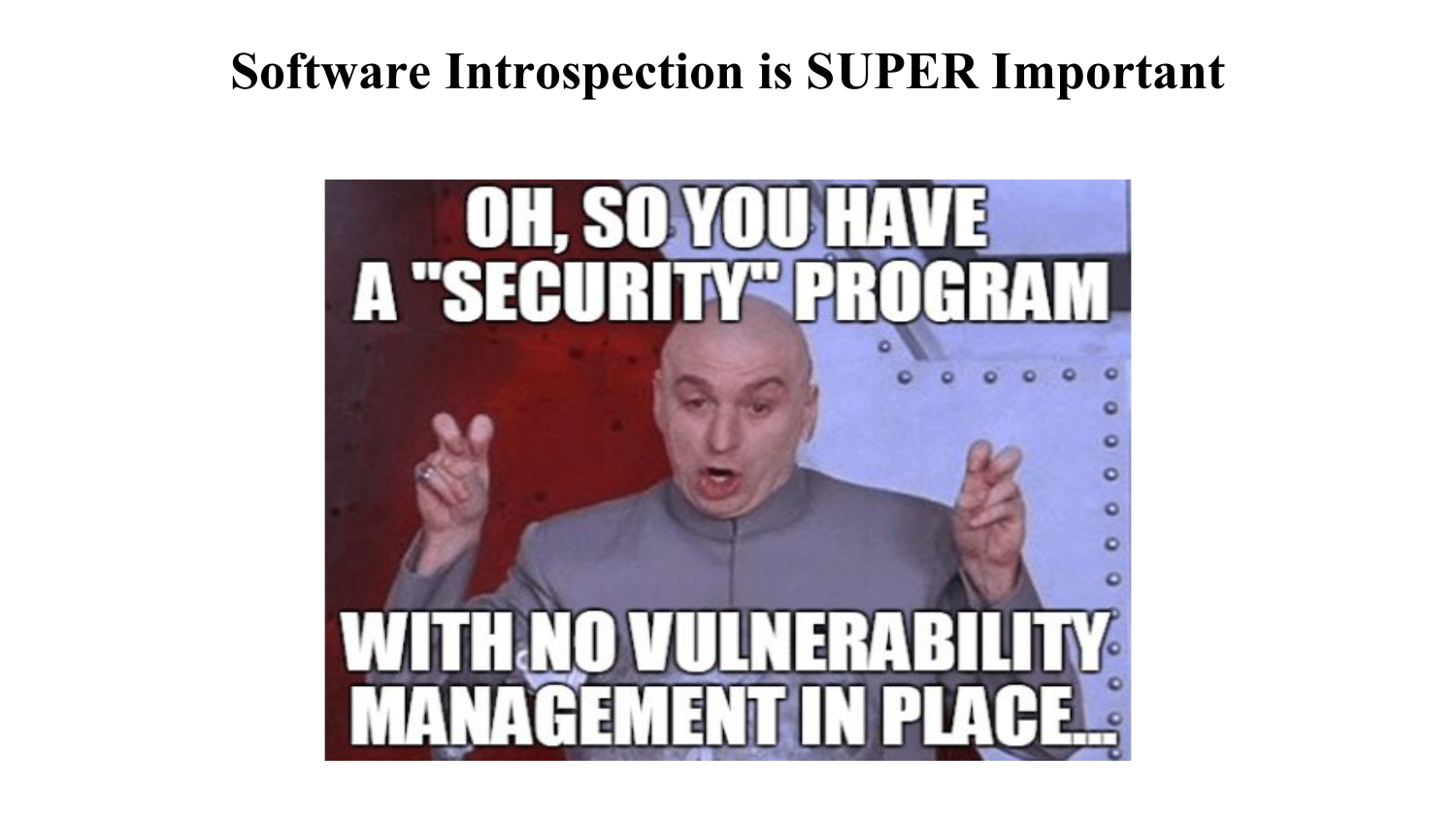# Software Introspection is SUPER Important

OH, SO YOU HAVE A "SECURITY" PROGRAM

WITH NO VULNERABILITY MANAGEMENT IN PLACE...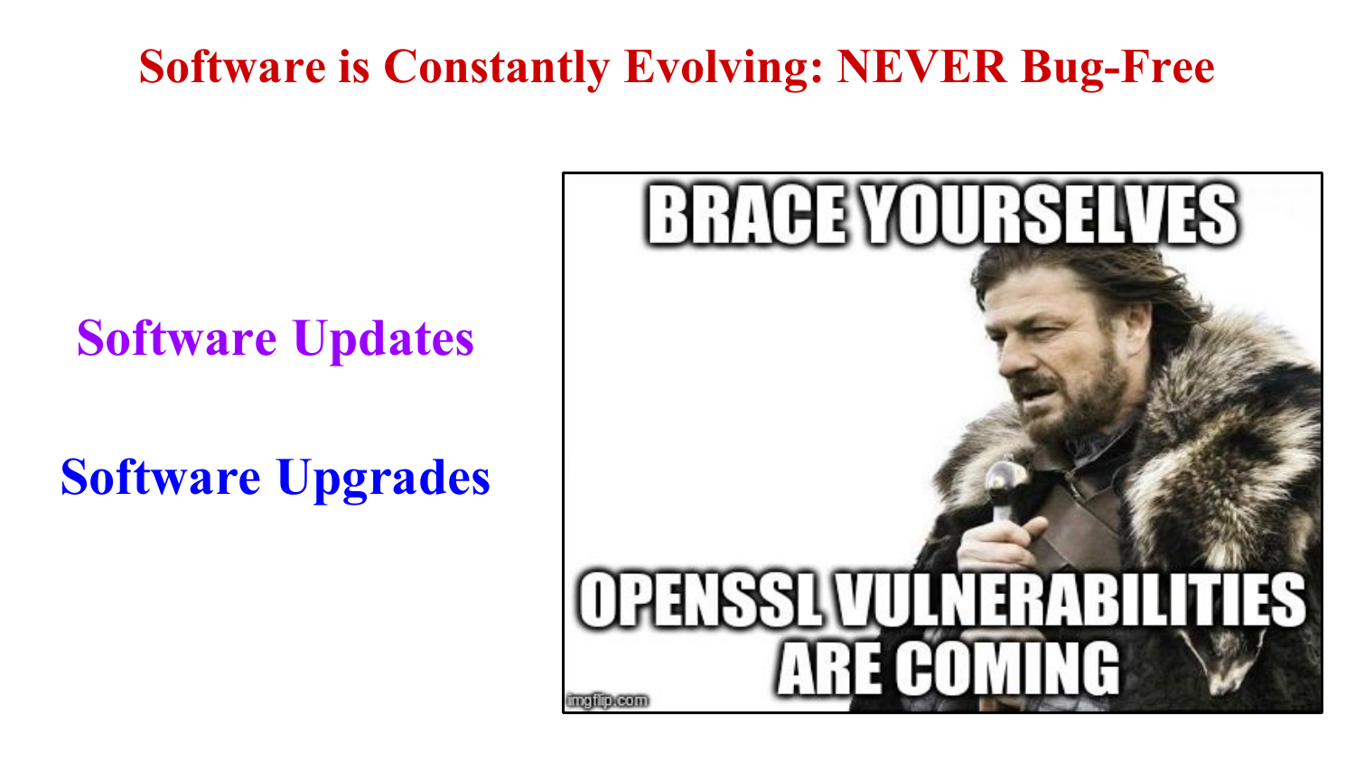# Software is Constantly Evolving: NEVER Bug-Free

Software Updates

Software Upgrades

BRACE YOURSELVES

OPENSSL VULNERABILITIES ARE COMING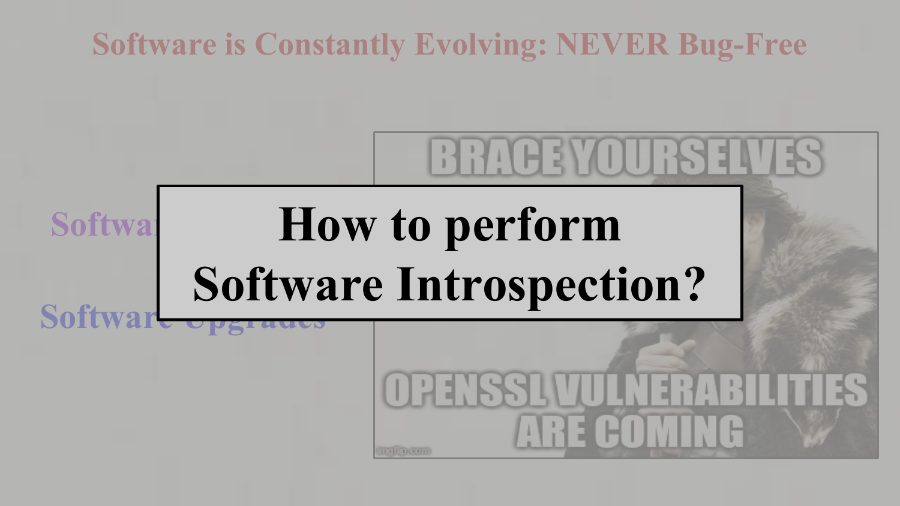# Software is Constantly Evolving: NEVER Bug-Free

Softwa

Software Upgrades

**How to perform Software Introspection?**

BRACE YOURSELVES

OPENSSL VULNERABILITIES ARE COMING

imgflip.com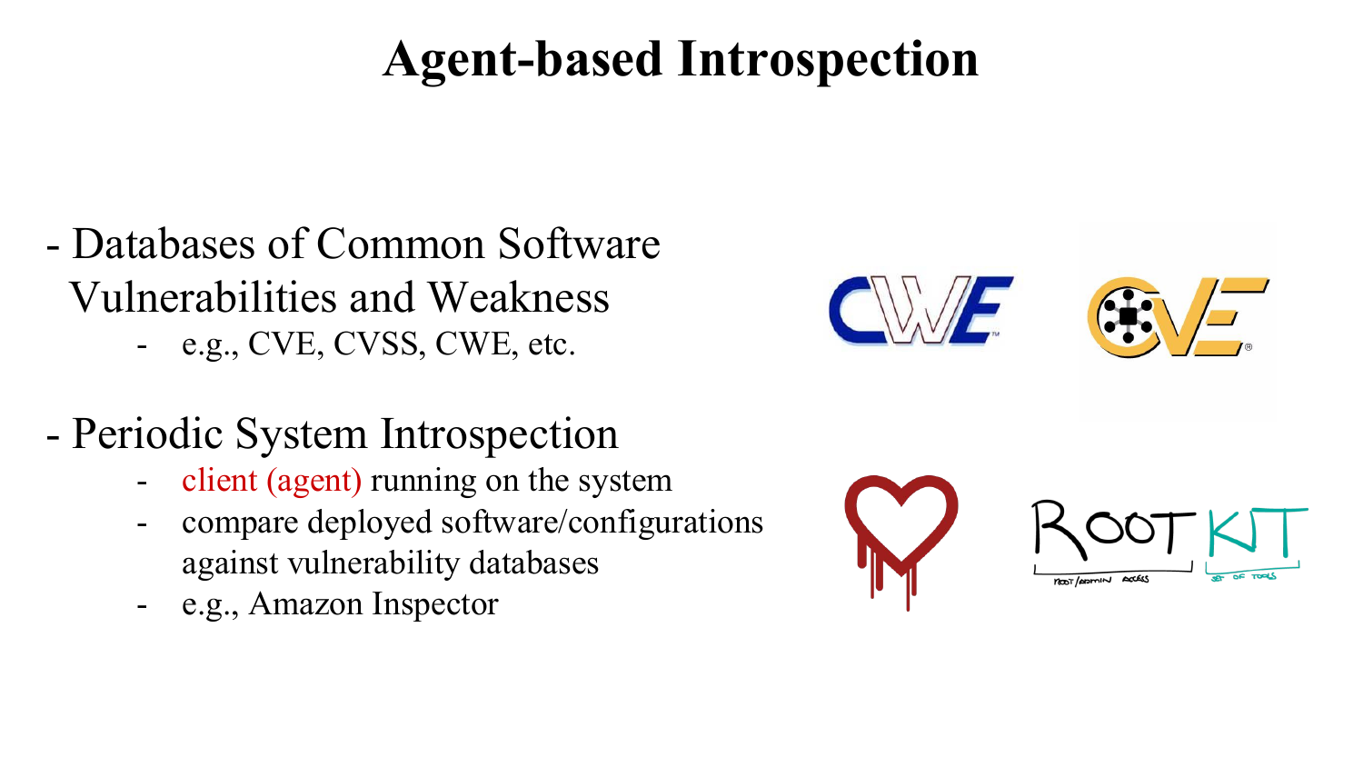# Agent-based Introspection

- Databases of Common Software Vulnerabilities and Weakness
  - e.g., CVE, CVSS, CWE, etc.

- Periodic System Introspection
  - client (agent) running on the system
  - compare deployed software/configurations against vulnerability databases
  - e.g., Amazon Inspector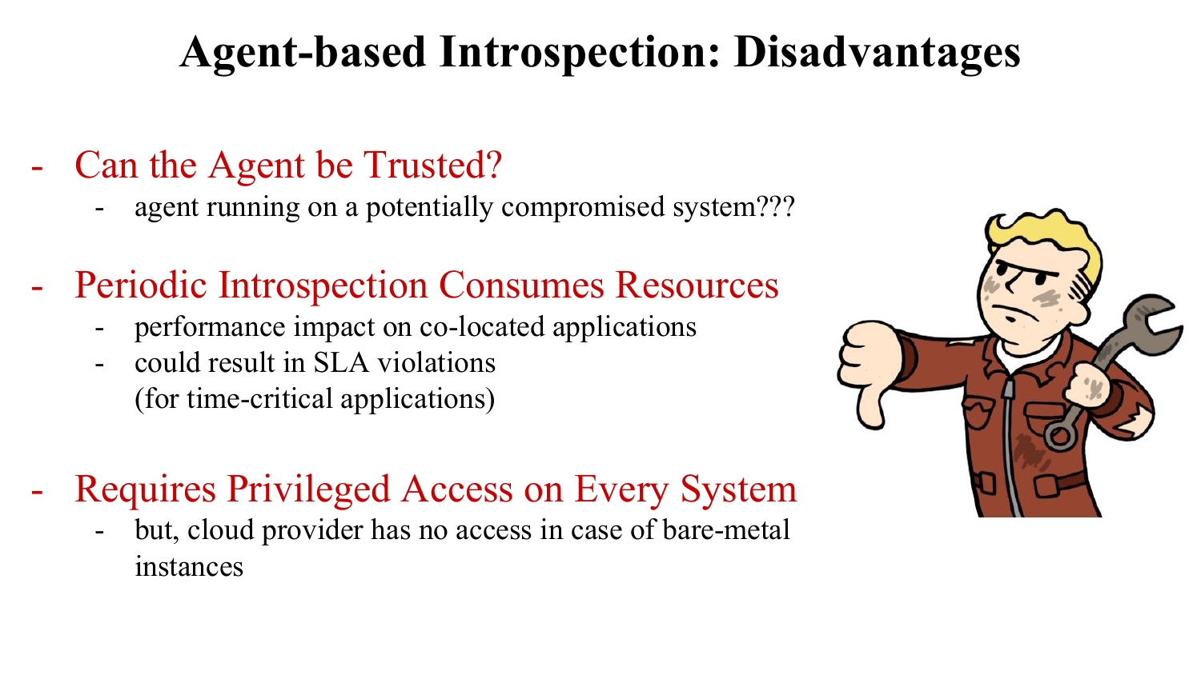# Agent-based Introspection: Disadvantages

- Can the Agent be Trusted?
  - agent running on a potentially compromised system???
- Periodic Introspection Consumes Resources
  - performance impact on co-located applications
  - could result in SLA violations (for time-critical applications)
- Requires Privileged Access on Every System
  - but, cloud provider has no access in case of bare-metal instances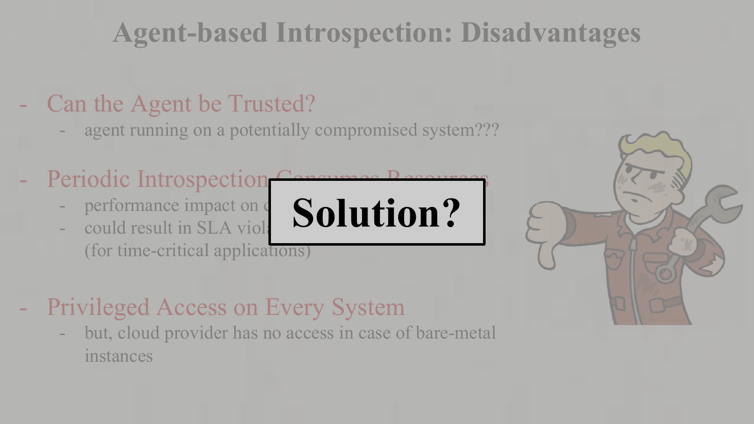# Agent-based Introspection: Disadvantages

- Can the Agent be Trusted?
  - agent running on a potentially compromised system???
- Periodic Introspection Consumes Resources
  - performance impact on c
  - could result in SLA viol (for time-critical applications)
- Privileged Access on Every System
  - but, cloud provider has no access in case of bare-metal instances

**Solution?**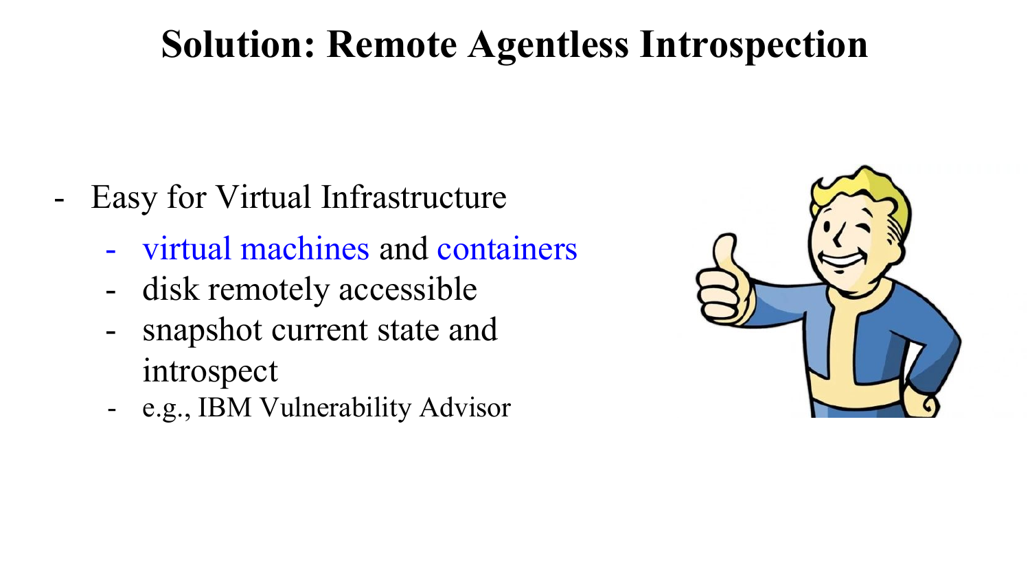# Solution: Remote Agentless Introspection

- Easy for Virtual Infrastructure
  - virtual machines and containers
  - disk remotely accessible
  - snapshot current state and introspect
  - e.g., IBM Vulnerability Advisor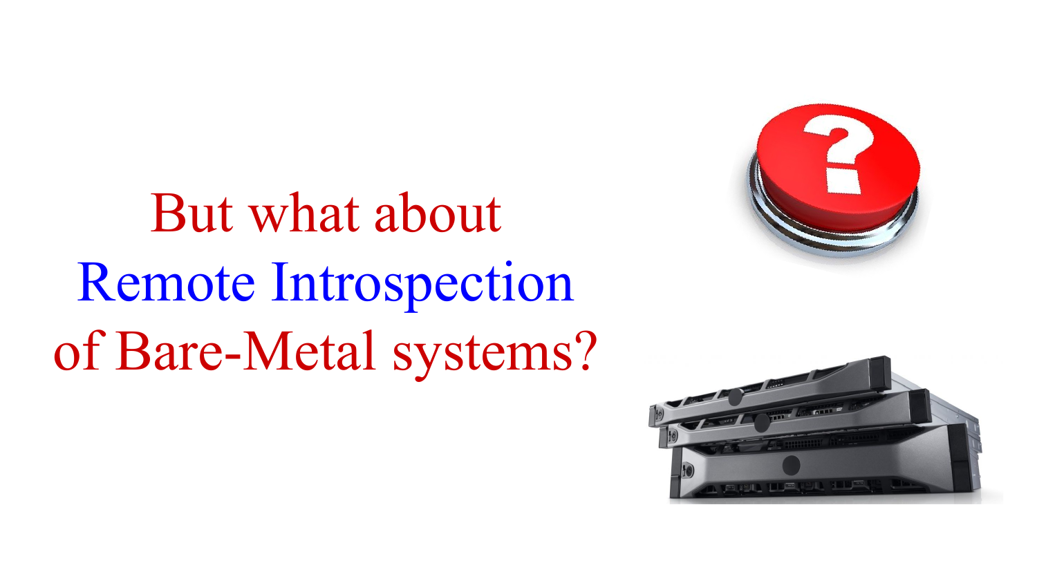But what about
Remote Introspection
of Bare-Metal systems?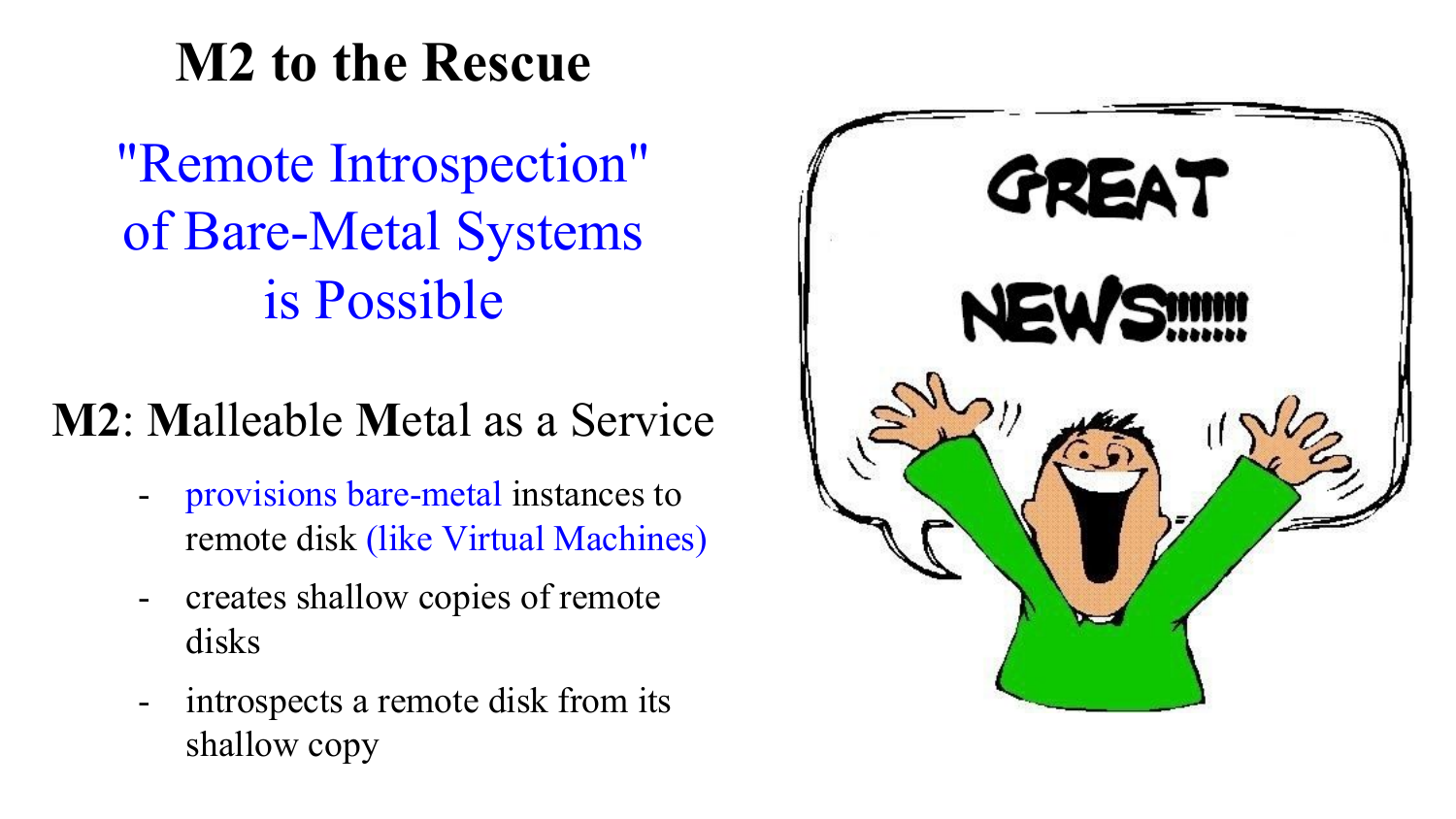# M2 to the Rescue

"Remote Introspection" of Bare-Metal Systems is Possible

**M2**: **M**alleable **M**etal as a Service

- provisions bare-metal instances to remote disk (like Virtual Machines)
- creates shallow copies of remote disks
- introspects a remote disk from its shallow copy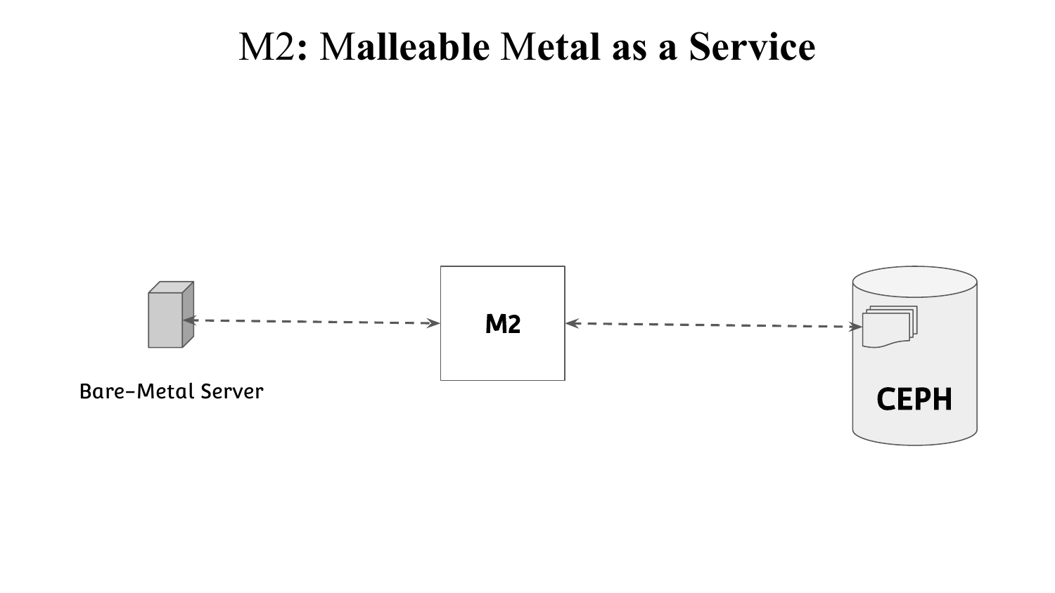# M2: Malleable Metal as a Service

Bare-Metal Server

M2

CEPH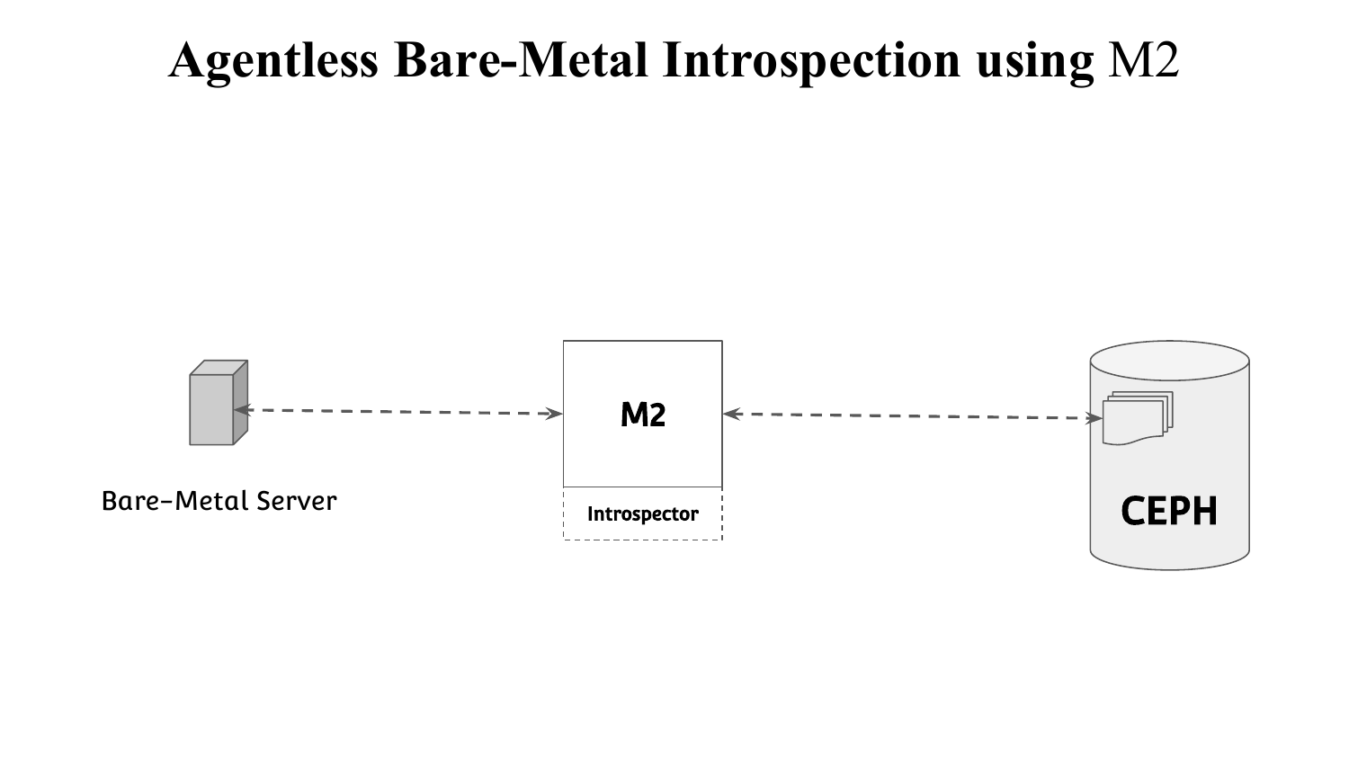# Agentless Bare-Metal Introspection using M2

Bare-Metal Server

M2

Introspector

CEPH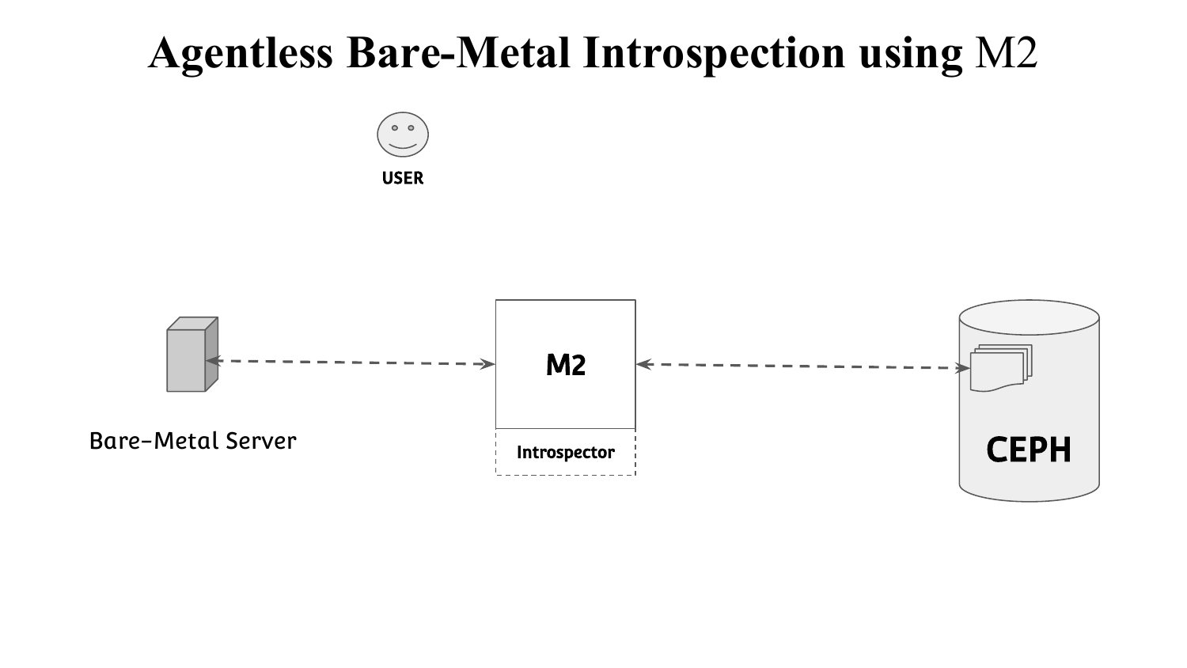# Agentless Bare-Metal Introspection using M2

USER

Bare-Metal Server

M2

Introspector

CEPH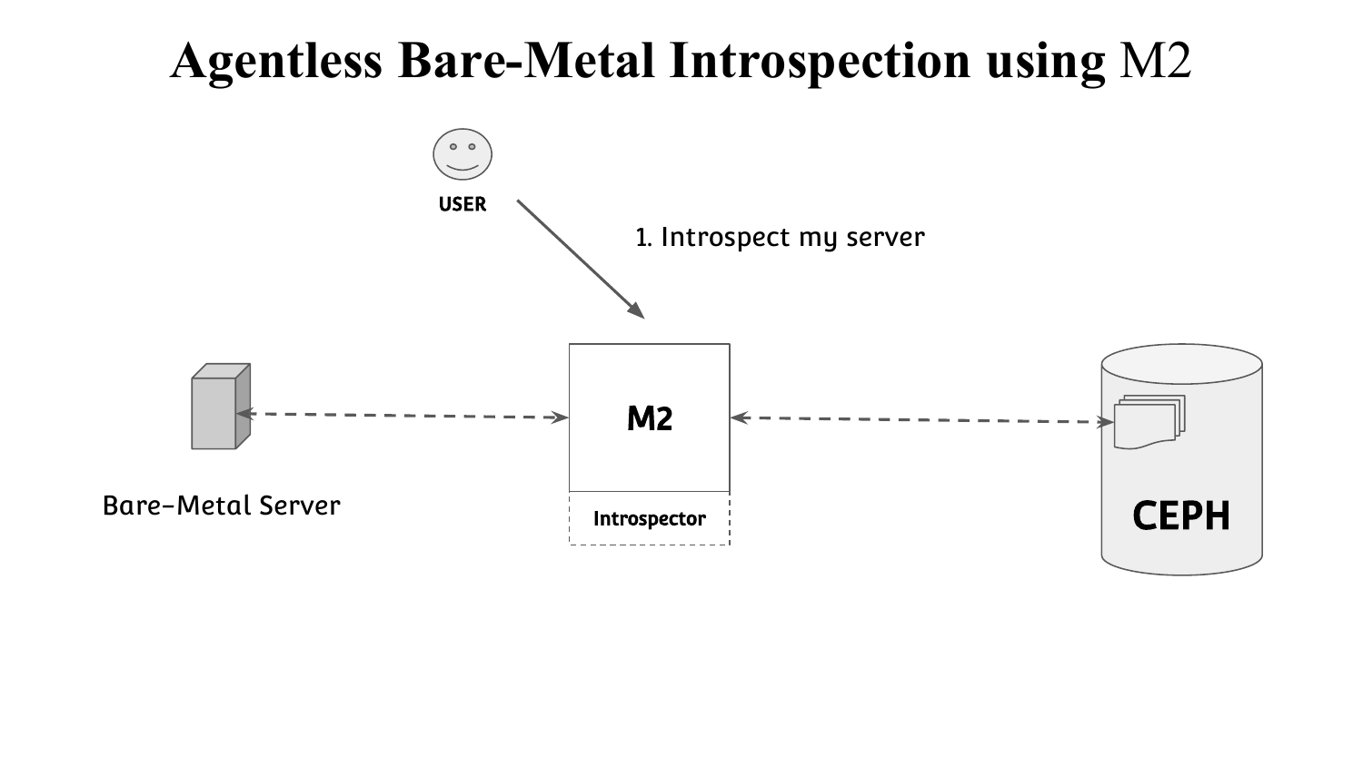# Agentless Bare-Metal Introspection using M2

USER

1. Introspect my server

Bare-Metal Server

M2

Introspector

CEPH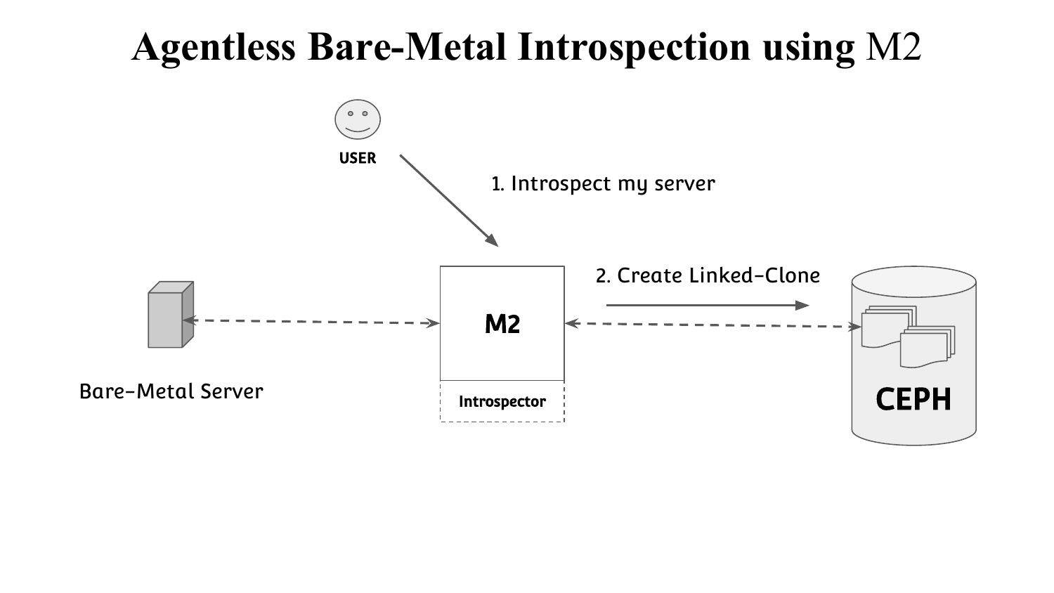# Agentless Bare-Metal Introspection using M2

USER

1. Introspect my server

2. Create Linked-Clone

Bare-Metal Server

M2

Introspector

CEPH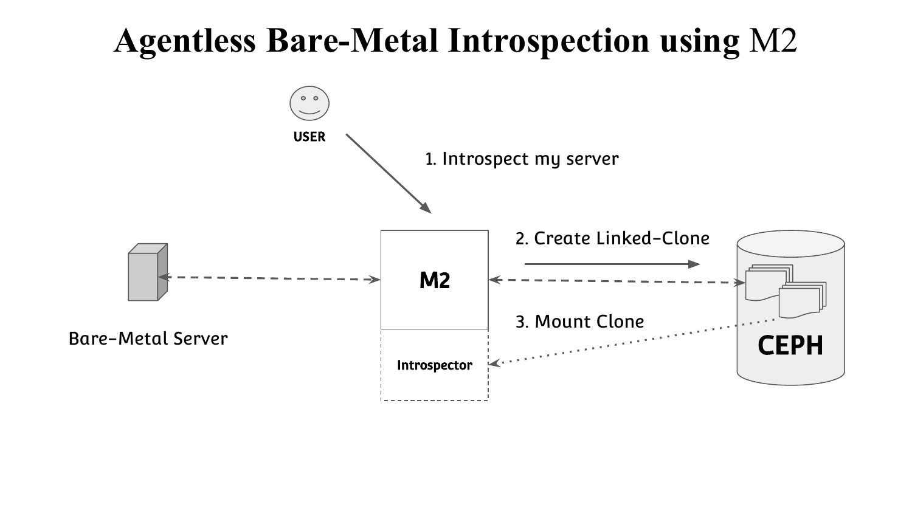# Agentless Bare-Metal Introspection using M2

USER

1. Introspect my server

2. Create Linked-Clone

3. Mount Clone

Bare-Metal Server

M2

Introspector

CEPH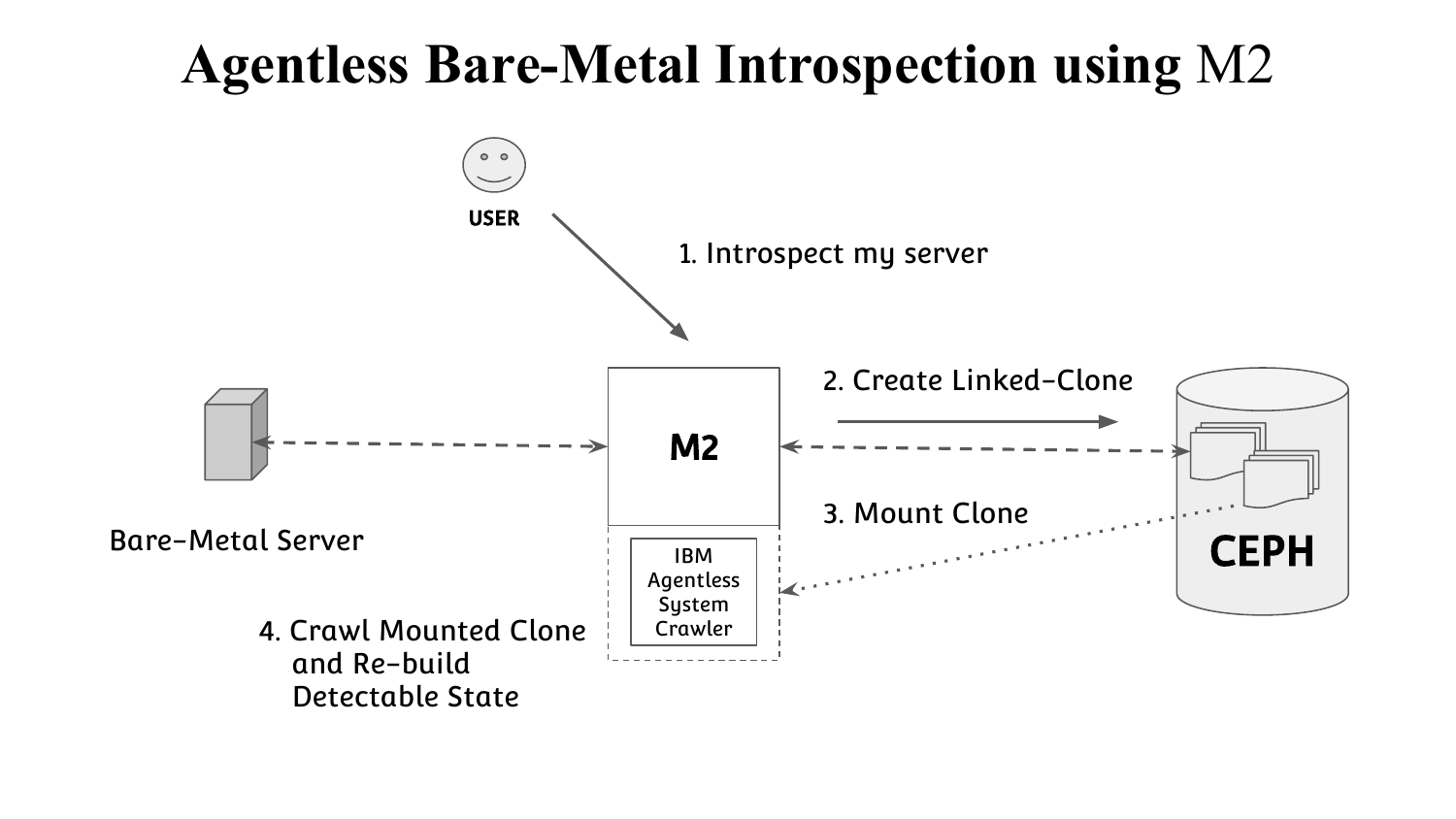# Agentless Bare-Metal Introspection using M2

USER

1. Introspect my server

M2

2. Create Linked-Clone

CEPH

Bare-Metal Server

3. Mount Clone

IBM Agentless System Crawler

4. Crawl Mounted Clone and Re-build Detectable State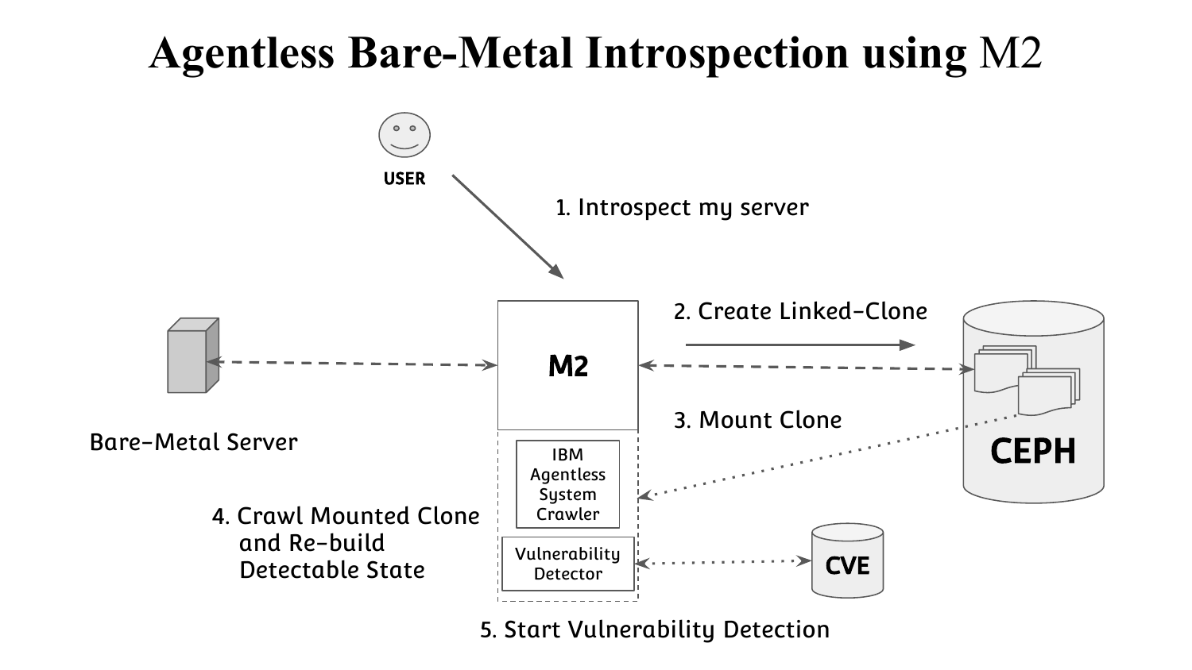# Agentless Bare-Metal Introspection using M2

USER

1. Introspect my server

M2

2. Create Linked-Clone

CEPH

Bare-Metal Server

3. Mount Clone

IBM Agentless System Crawler

4. Crawl Mounted Clone and Re-build Detectable State

Vulnerability Detector

CVE

5. Start Vulnerability Detection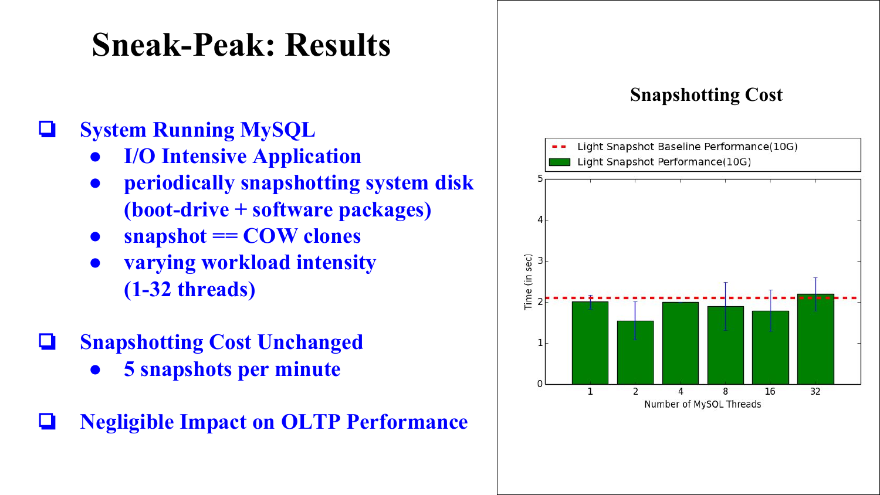# Sneak-Peak: Results

- System Running MySQL
  - I/O Intensive Application
  - periodically snapshotting system disk (boot-drive + software packages)
  - snapshot == COW clones
  - varying workload intensity (1-32 threads)
- Snapshotting Cost Unchanged
  - 5 snapshots per minute
- Negligible Impact on OLTP Performance

**Snapshotting Cost**

Light Snapshot Baseline Performance(10G)

Light Snapshot Performance(10G)

Time (in sec)

Number of MySQL Threads

1, 2, 4, 8, 16, 32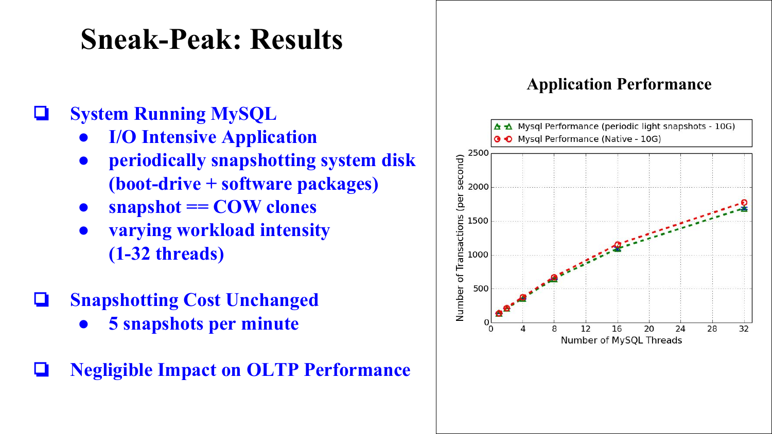# Sneak-Peak: Results

- System Running MySQL
  - I/O Intensive Application
  - periodically snapshotting system disk (boot-drive + software packages)
  - snapshot == COW clones
  - varying workload intensity (1-32 threads)
- Snapshotting Cost Unchanged
  - 5 snapshots per minute
- Negligible Impact on OLTP Performance

**Application Performance**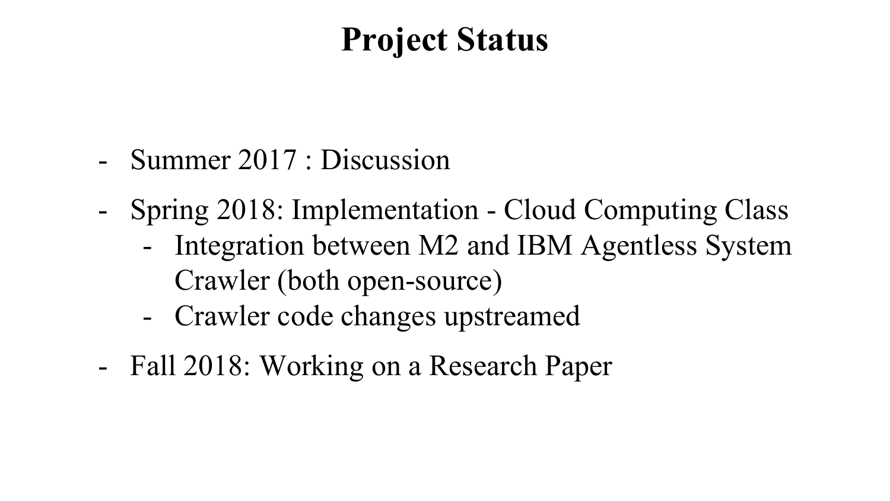# Project Status

- Summer 2017 : Discussion
- Spring 2018: Implementation - Cloud Computing Class
  - Integration between M2 and IBM Agentless System Crawler (both open-source)
  - Crawler code changes upstreamed
- Fall 2018: Working on a Research Paper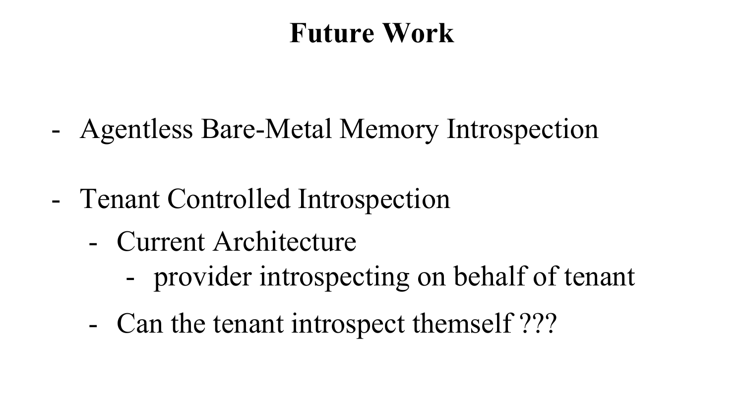# Future Work

- Agentless Bare-Metal Memory Introspection

- Tenant Controlled Introspection
  - Current Architecture
    - provider introspecting on behalf of tenant
  - Can the tenant introspect themself ???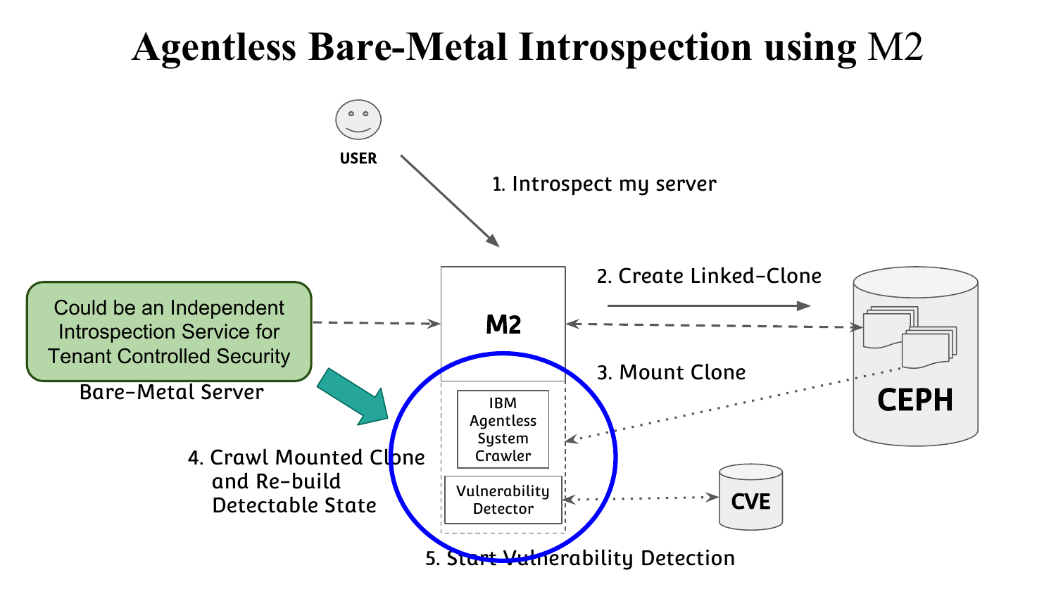# Agentless Bare-Metal Introspection using M2

USER

1. Introspect my server

M2

2. Create Linked-Clone

CEPH

3. Mount Clone

IBM Agentless System Crawler

Vulnerability Detector

CVE

Could be an Independent Introspection Service for Tenant Controlled Security

Bare-Metal Server

4. Crawl Mounted Clone and Re-build Detectable State

5. Start Vulnerability Detection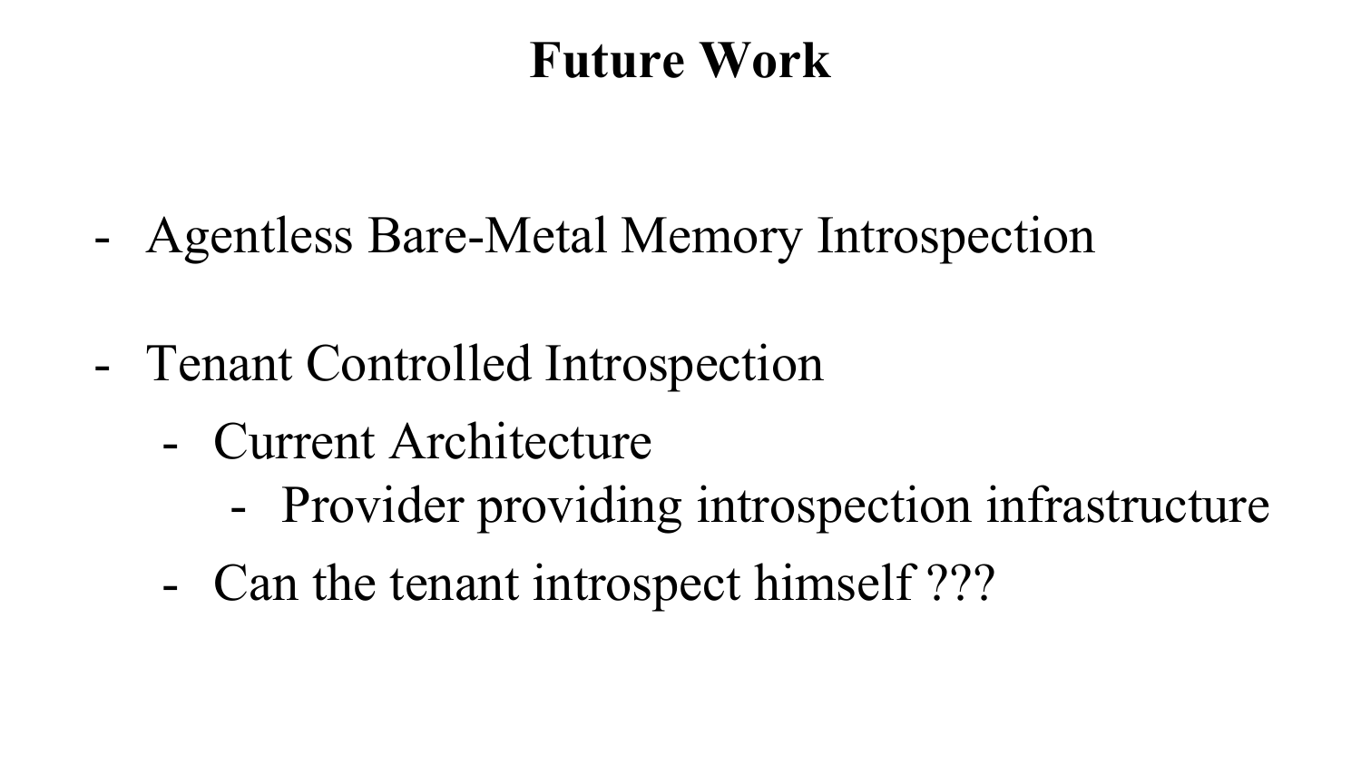# Future Work

- Agentless Bare-Metal Memory Introspection

- Tenant Controlled Introspection
  - Current Architecture
    - Provider providing introspection infrastructure
  - Can the tenant introspect himself ???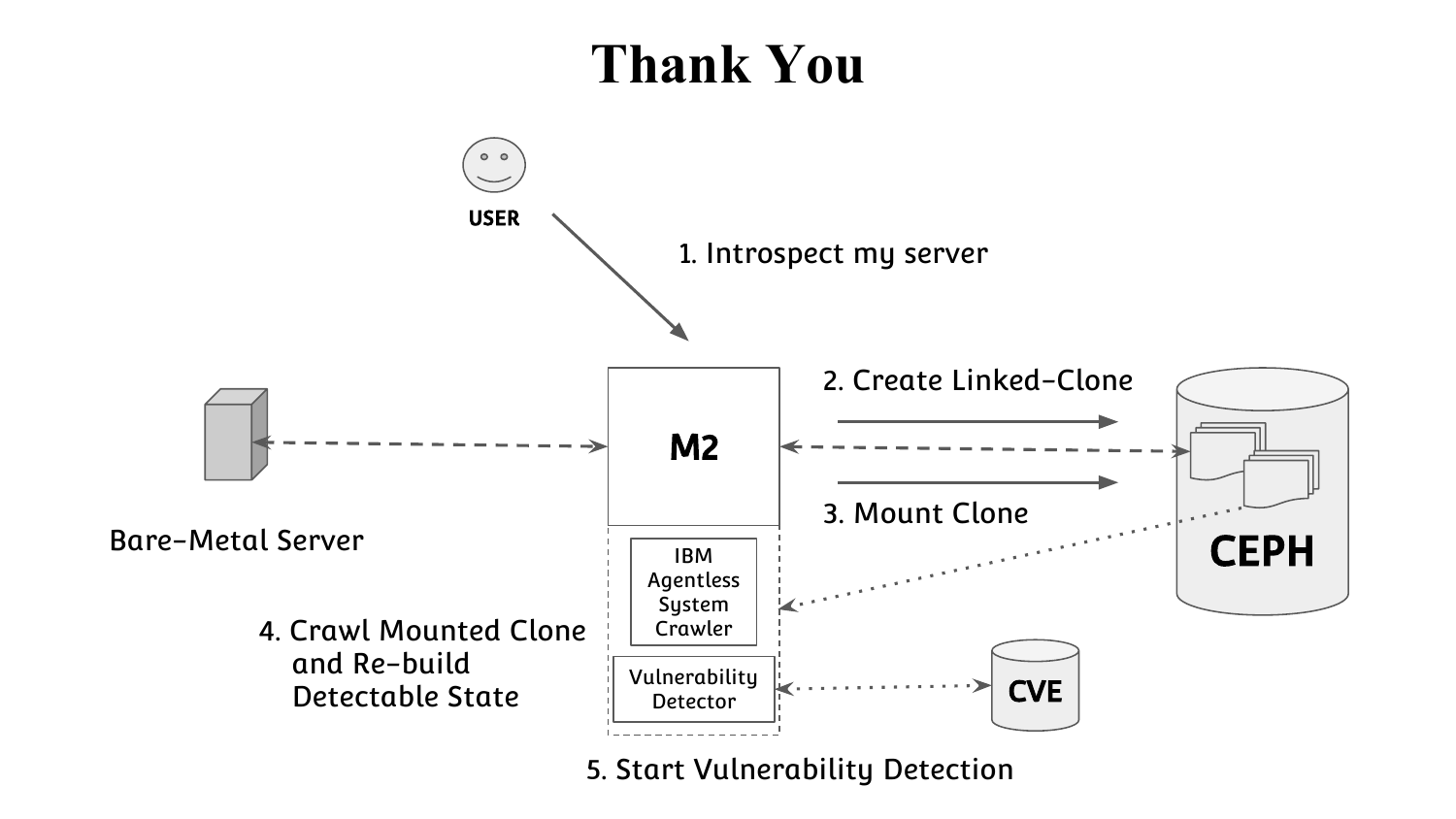# Thank You

USER

1. Introspect my server

M2

2. Create Linked-Clone

3. Mount Clone

CEPH

Bare-Metal Server

IBM Agentless System Crawler

4. Crawl Mounted Clone and Re-build Detectable State

Vulnerability Detector

CVE

5. Start Vulnerability Detection